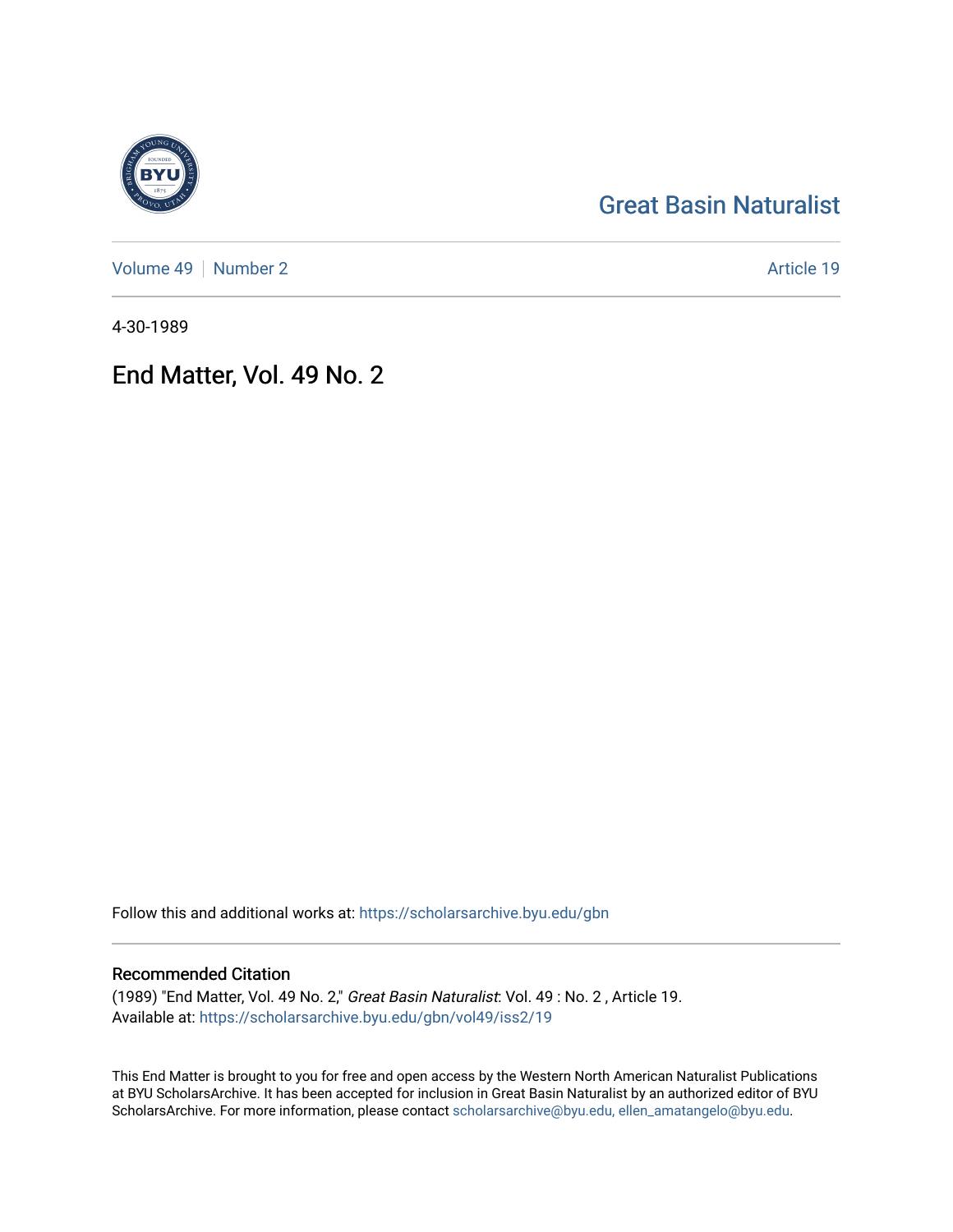Great Basin Naturalist

Volume 49 | Number 2 Article 19

4-30-1989

# End Matter, Vol. 49 No. 2

Follow this and additional works at: https://scholarsarchive.byu.edu/gbn

## Recommended Citation

(1989) "End Matter, Vol. 49 No. 2," *Great Basin Naturalist*: Vol. 49 : No. 2 , Article 19.
Available at: https://scholarsarchive.byu.edu/gbn/vol49/iss2/19

This End Matter is brought to you for free and open access by the Western North American Naturalist Publications at BYU ScholarsArchive. It has been accepted for inclusion in Great Basin Naturalist by an authorized editor of BYU ScholarsArchive. For more information, please contact scholarsarchive@byu.edu, ellen_amatangelo@byu.edu.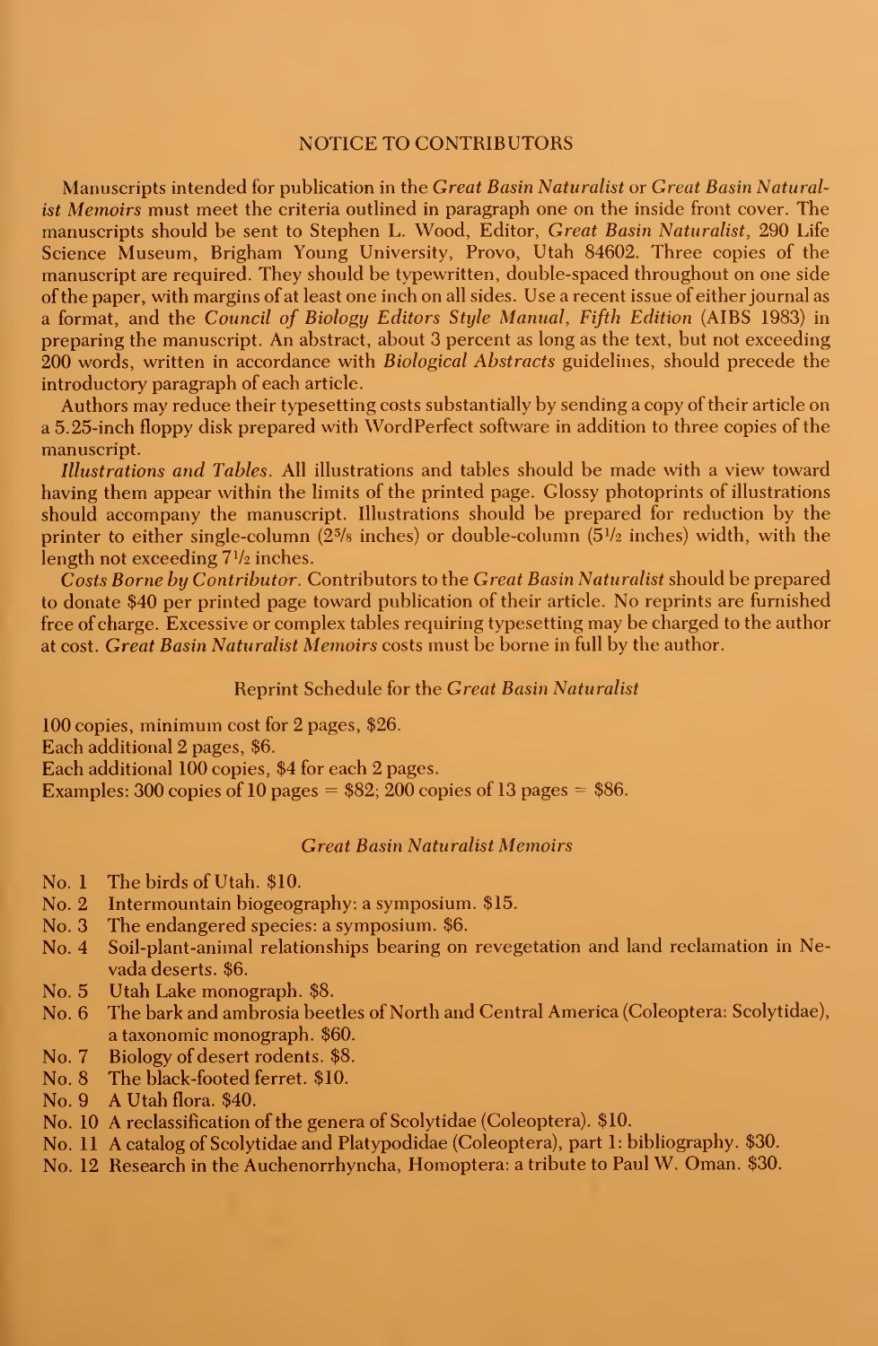## NOTICE TO CONTRIBUTORS

Manuscripts intended for publication in the *Great Basin Naturalist* or *Great Basin Naturalist Memoirs* must meet the criteria outlined in paragraph one on the inside front cover. The manuscripts should be sent to Stephen L. Wood, Editor, *Great Basin Naturalist*, 290 Life Science Museum, Brigham Young University, Provo, Utah 84602. Three copies of the manuscript are required. They should be typewritten, double-spaced throughout on one side of the paper, with margins of at least one inch on all sides. Use a recent issue of either journal as a format, and the *Council of Biology Editors Style Manual, Fifth Edition* (AIBS 1983) in preparing the manuscript. An abstract, about 3 percent as long as the text, but not exceeding 200 words, written in accordance with *Biological Abstracts* guidelines, should precede the introductory paragraph of each article.

Authors may reduce their typesetting costs substantially by sending a copy of their article on a 5.25-inch floppy disk prepared with WordPerfect software in addition to three copies of the manuscript.

*Illustrations and Tables.* All illustrations and tables should be made with a view toward having them appear within the limits of the printed page. Glossy photoprints of illustrations should accompany the manuscript. Illustrations should be prepared for reduction by the printer to either single-column (2⅝ inches) or double-column (5½ inches) width, with the length not exceeding 7½ inches.

*Costs Borne by Contributor.* Contributors to the *Great Basin Naturalist* should be prepared to donate $40 per printed page toward publication of their article. No reprints are furnished free of charge. Excessive or complex tables requiring typesetting may be charged to the author at cost. *Great Basin Naturalist Memoirs* costs must be borne in full by the author.

### Reprint Schedule for the *Great Basin Naturalist*

100 copies, minimum cost for 2 pages, $26.
Each additional 2 pages, $6.
Each additional 100 copies, $4 for each 2 pages.
Examples: 300 copies of 10 pages = $82; 200 copies of 13 pages = $86.

### *Great Basin Naturalist Memoirs*

No. 1 The birds of Utah. $10.
No. 2 Intermountain biogeography: a symposium. $15.
No. 3 The endangered species: a symposium. $6.
No. 4 Soil-plant-animal relationships bearing on revegetation and land reclamation in Nevada deserts. $6.
No. 5 Utah Lake monograph. $8.
No. 6 The bark and ambrosia beetles of North and Central America (Coleoptera: Scolytidae), a taxonomic monograph. $60.
No. 7 Biology of desert rodents. $8.
No. 8 The black-footed ferret. $10.
No. 9 A Utah flora. $40.
No. 10 A reclassification of the genera of Scolytidae (Coleoptera). $10.
No. 11 A catalog of Scolytidae and Platypodidae (Coleoptera), part 1: bibliography. $30.
No. 12 Research in the Auchenorrhyncha, Homoptera: a tribute to Paul W. Oman. $30.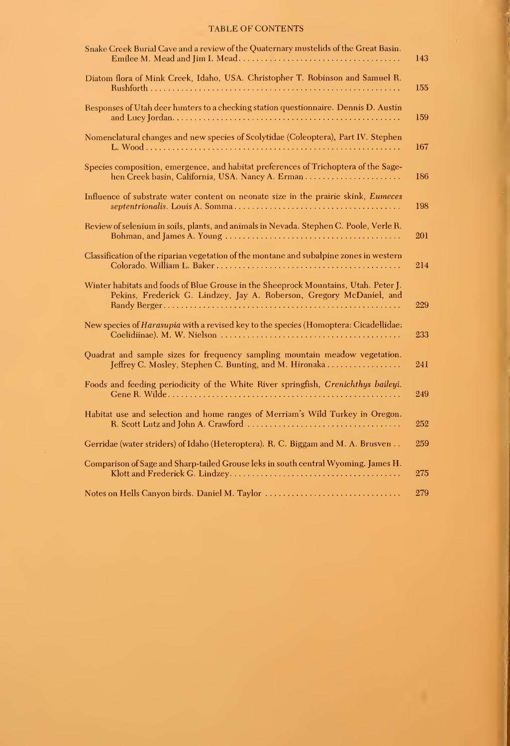# TABLE OF CONTENTS

| | |
|---|---|
| Snake Creek Burial Cave and a review of the Quaternary mustelids of the Great Basin. Emilee M. Mead and Jim I. Mead | 143 |
| Diatom flora of Mink Creek, Idaho, USA. Christopher T. Robinson and Samuel R. Rushforth | 155 |
| Responses of Utah deer hunters to a checking station questionnaire. Dennis D. Austin and Lucy Jordan | 159 |
| Nomenclatural changes and new species of Scolytidae (Coleoptera), Part IV. Stephen L. Wood | 167 |
| Species composition, emergence, and habitat preferences of Trichoptera of the Sagehen Creek basin, California, USA. Nancy A. Erman | 186 |
| Influence of substrate water content on neonate size in the prairie skink, *Eumeces septentrionalis*. Louis A. Somma | 198 |
| Review of selenium in soils, plants, and animals in Nevada. Stephen C. Poole, Verle R. Bohman, and James A. Young | 201 |
| Classification of the riparian vegetation of the montane and subalpine zones in western Colorado. William L. Baker | 214 |
| Winter habitats and foods of Blue Grouse in the Sheeprock Mountains, Utah. Peter J. Pekins, Frederick G. Lindzey, Jay A. Roberson, Gregory McDaniel, and Randy Berger | 229 |
| New species of *Harasupia* with a revised key to the species (Homoptera: Cicadellidae: Coelidiinae). M. W. Nielson | 233 |
| Quadrat and sample sizes for frequency sampling mountain meadow vegetation. Jeffrey C. Mosley, Stephen C. Bunting, and M. Hironaka | 241 |
| Foods and feeding periodicity of the White River springfish, *Crenichthys baileyi*. Gene R. Wilde | 249 |
| Habitat use and selection and home ranges of Merriam's Wild Turkey in Oregon. R. Scott Lutz and John A. Crawford | 252 |
| Gerridae (water striders) of Idaho (Heteroptera). R. C. Biggam and M. A. Brusven | 259 |
| Comparison of Sage and Sharp-tailed Grouse leks in south central Wyoming. James H. Klott and Frederick G. Lindzey | 275 |
| Notes on Hells Canyon birds. Daniel M. Taylor | 279 |